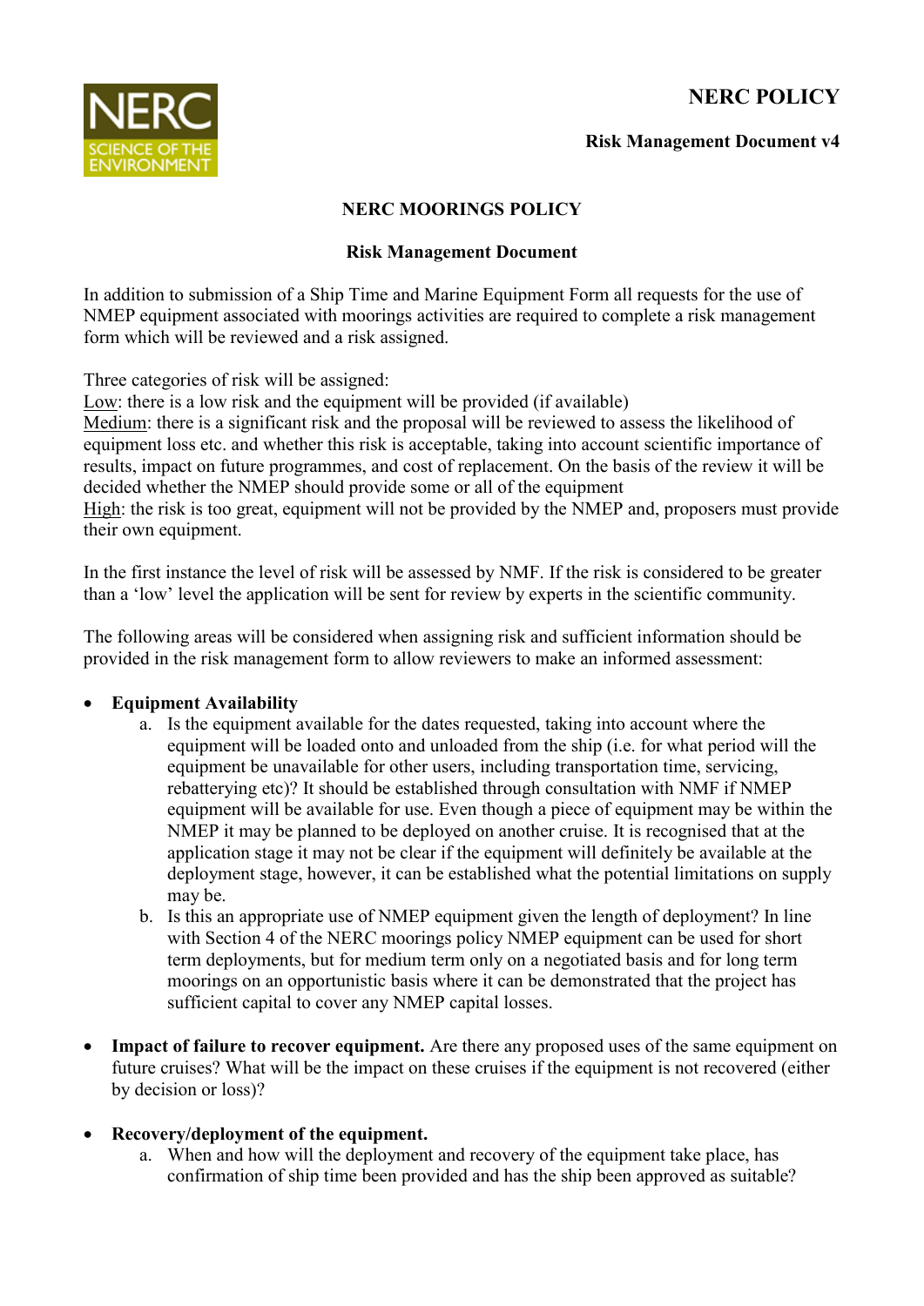**NERC POLICY**

**Risk Management Document v4**

# NERC MOORINGS POLICY

## Risk Management Document

In addition to submission of a Ship Time and Marine Equipment Form all requests for the use of NMEP equipment associated with moorings activities are required to complete a risk management form which will be reviewed and a risk assigned.

Three categories of risk will be assigned:
Low: there is a low risk and the equipment will be provided (if available)
Medium: there is a significant risk and the proposal will be reviewed to assess the likelihood of equipment loss etc. and whether this risk is acceptable, taking into account scientific importance of results, impact on future programmes, and cost of replacement. On the basis of the review it will be decided whether the NMEP should provide some or all of the equipment
High: the risk is too great, equipment will not be provided by the NMEP and, proposers must provide their own equipment.

In the first instance the level of risk will be assessed by NMF. If the risk is considered to be greater than a 'low' level the application will be sent for review by experts in the scientific community.

The following areas will be considered when assigning risk and sufficient information should be provided in the risk management form to allow reviewers to make an informed assessment:

- **Equipment Availability**
    a. Is the equipment available for the dates requested, taking into account where the equipment will be loaded onto and unloaded from the ship (i.e. for what period will the equipment be unavailable for other users, including transportation time, servicing, rebatterying etc)? It should be established through consultation with NMF if NMEP equipment will be available for use. Even though a piece of equipment may be within the NMEP it may be planned to be deployed on another cruise. It is recognised that at the application stage it may not be clear if the equipment will definitely be available at the deployment stage, however, it can be established what the potential limitations on supply may be.
    b. Is this an appropriate use of NMEP equipment given the length of deployment? In line with Section 4 of the NERC moorings policy NMEP equipment can be used for short term deployments, but for medium term only on a negotiated basis and for long term moorings on an opportunistic basis where it can be demonstrated that the project has sufficient capital to cover any NMEP capital losses.

- **Impact of failure to recover equipment.** Are there any proposed uses of the same equipment on future cruises? What will be the impact on these cruises if the equipment is not recovered (either by decision or loss)?

- **Recovery/deployment of the equipment.**
    a. When and how will the deployment and recovery of the equipment take place, has confirmation of ship time been provided and has the ship been approved as suitable?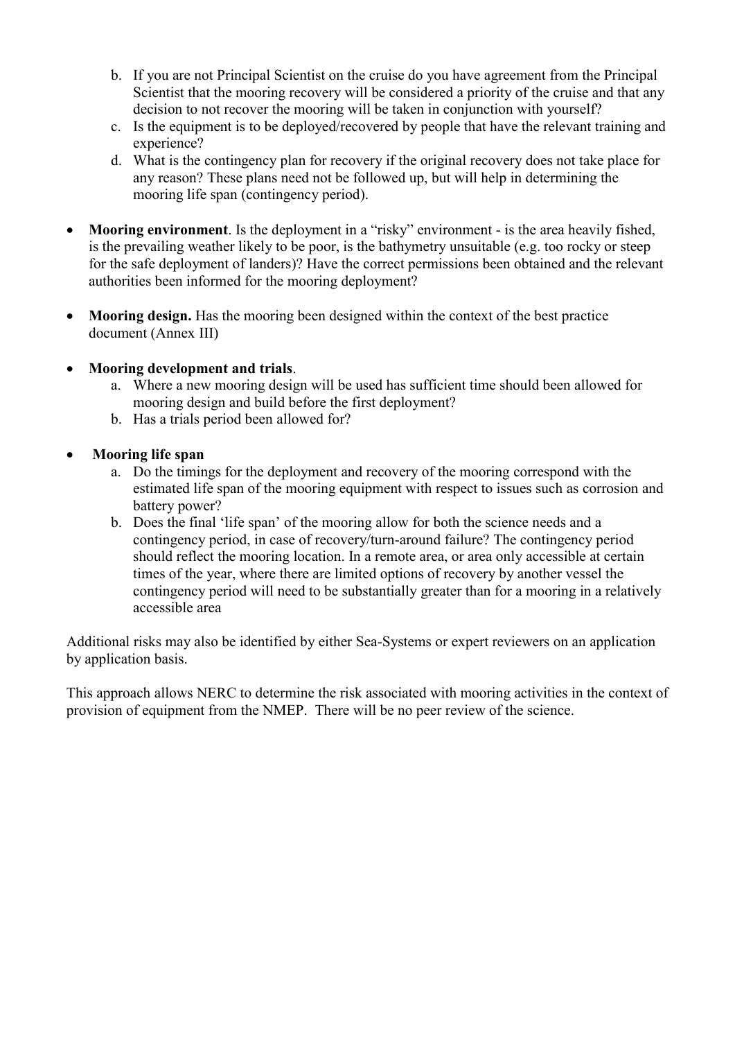b. If you are not Principal Scientist on the cruise do you have agreement from the Principal Scientist that the mooring recovery will be considered a priority of the cruise and that any decision to not recover the mooring will be taken in conjunction with yourself?
   c. Is the equipment is to be deployed/recovered by people that have the relevant training and experience?
   d. What is the contingency plan for recovery if the original recovery does not take place for any reason? These plans need not be followed up, but will help in determining the mooring life span (contingency period).

- **Mooring environment**. Is the deployment in a "risky" environment - is the area heavily fished, is the prevailing weather likely to be poor, is the bathymetry unsuitable (e.g. too rocky or steep for the safe deployment of landers)? Have the correct permissions been obtained and the relevant authorities been informed for the mooring deployment?

- **Mooring design.** Has the mooring been designed within the context of the best practice document (Annex III)

- **Mooring development and trials**.
   a. Where a new mooring design will be used has sufficient time should been allowed for mooring design and build before the first deployment?
   b. Has a trials period been allowed for?

- **Mooring life span**
   a. Do the timings for the deployment and recovery of the mooring correspond with the estimated life span of the mooring equipment with respect to issues such as corrosion and battery power?
   b. Does the final 'life span' of the mooring allow for both the science needs and a contingency period, in case of recovery/turn-around failure? The contingency period should reflect the mooring location. In a remote area, or area only accessible at certain times of the year, where there are limited options of recovery by another vessel the contingency period will need to be substantially greater than for a mooring in a relatively accessible area

Additional risks may also be identified by either Sea-Systems or expert reviewers on an application by application basis.

This approach allows NERC to determine the risk associated with mooring activities in the context of provision of equipment from the NMEP. There will be no peer review of the science.